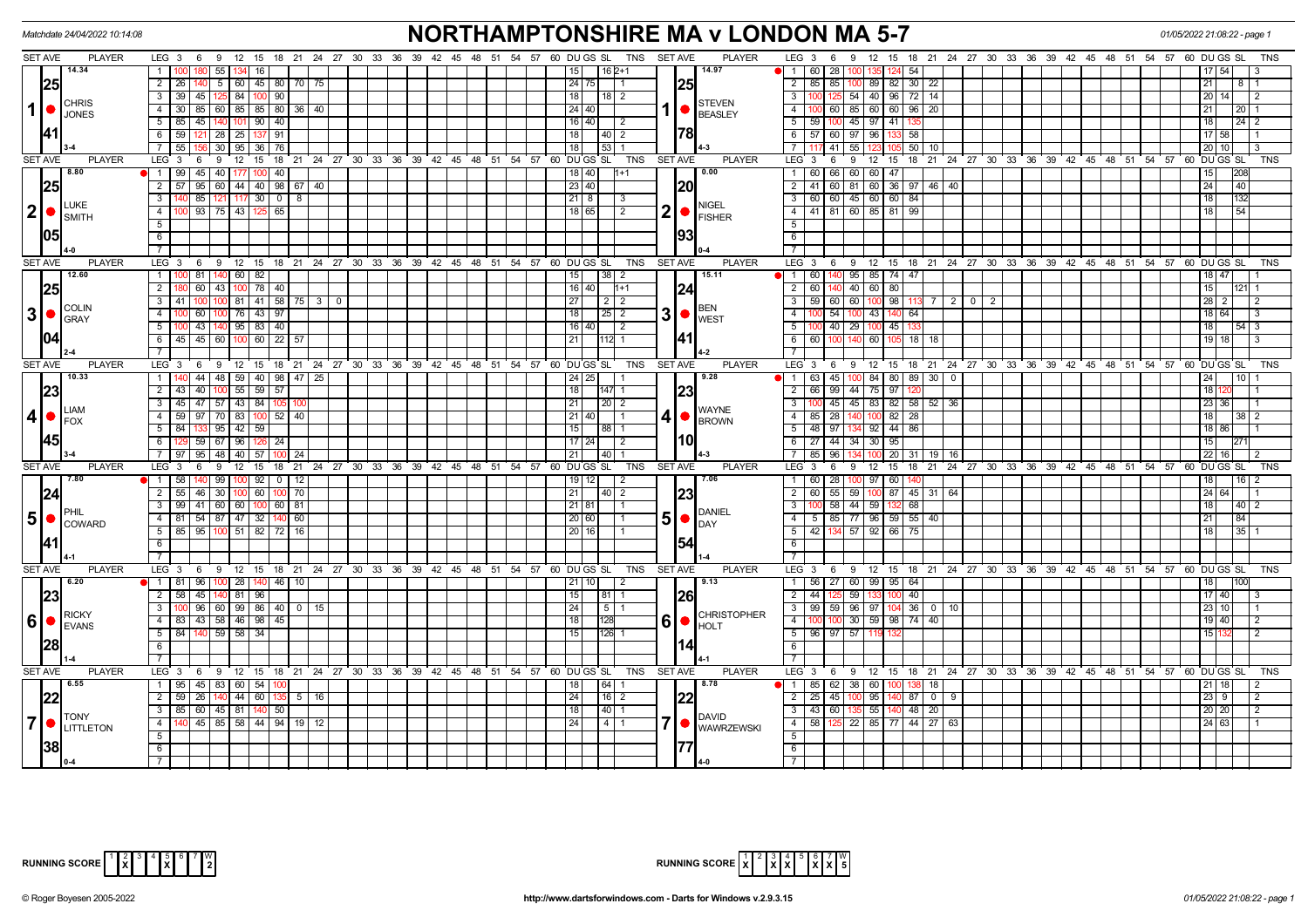Matchdate 24/04/2022 10:14:08

# NORTHAMPTONSHIRE MA v LONDON MA 5-7

01/05/2022 21:08:22 - page 1

| SET AVE | PLAYER | LEG | Scores | DU | GS | SL | TNS | SET AVE | PLAYER | LEG | Scores | DU | GS | SL | TNS |
|---|---|---|---|---|---|---|---|---|---|---|---|---|---|---|---|
| 14.34 / 25.41 | 1 CHRIS JONES 3-4 | 1 | 100 180 55 134 16 | 15 | | 16 | 2+1 | 14.97 / 25.78 | 1 STEVEN BEASLEY 4-3 | 1 | 60 28 100 135 124 54 | 17 | 54 | | 3 |
| | | 2 | 26 140 5 60 45 80 70 75 | 24 | 75 | | 1 | | | 2 | 85 85 100 89 82 30 22 | 21 | | 8 | 1 |
| | | 3 | 39 45 125 84 100 90 | 18 | | 18 | 2 | | | 3 | 100 125 54 40 96 72 14 | 20 | 14 | | 2 |
| | | 4 | 30 85 60 85 85 80 36 40 | 24 | 40 | | | | | 4 | 100 60 85 60 60 96 20 | 21 | | 20 | 1 |
| | | 5 | 85 45 140 101 90 40 | 16 | 40 | | 2 | | | 5 | 59 100 45 97 41 135 | 18 | | 24 | 2 |
| | | 6 | 59 121 28 25 137 91 | 18 | | 40 | 2 | | | 6 | 57 60 97 96 133 58 | 17 | 58 | | 1 |
| | | 7 | 55 156 30 95 36 76 | 18 | | 53 | 1 | | | 7 | 117 41 55 123 105 50 10 | 20 | 10 | | 3 |
| 8.80 / 25.05 | 2 LUKE SMITH 4-0 | 1 | 99 45 40 177 100 40 | 18 | 40 | | 1+1 | 0.00 / 20.93 | 2 NIGEL FISHER 0-4 | 1 | 60 66 60 60 47 | 15 | | 208 | |
| | | 2 | 57 95 60 44 40 98 67 40 | 23 | 40 | | | | | 2 | 41 60 81 60 36 97 46 40 | 24 | | 40 | |
| | | 3 | 140 85 121 117 30 0 8 | 21 | 8 | | 3 | | | 3 | 60 60 45 60 60 84 | 18 | | 132 | |
| | | 4 | 100 93 75 43 125 65 | 18 | 65 | | 2 | | | 4 | 41 81 60 85 81 99 | 18 | | 54 | |
| 12.60 / 25.04 | 3 COLIN GRAY 2-4 | 1 | 100 81 140 60 82 | 15 | | 38 | 2 | 15.11 / 24.41 | 3 BEN WEST 4-2 | 1 | 60 140 95 85 74 47 | 18 | 47 | | 1 |
| | | 2 | 180 60 43 100 78 40 | 16 | 40 | | 1+1 | | | 2 | 60 140 40 60 80 | 15 | | 121 | 1 |
| | | 3 | 41 100 100 81 41 58 75 3 0 | 27 | | 2 | 2 | | | 3 | 59 60 60 100 98 113 7 2 0 2 | 28 | 2 | | 2 |
| | | 4 | 100 60 100 76 43 97 | 18 | | 25 | 2 | | | 4 | 100 54 100 43 140 64 | 18 | 64 | | 3 |
| | | 5 | 100 43 140 95 83 40 | 16 | 40 | | 2 | | | 5 | 100 40 29 100 45 133 | 18 | | 54 | 3 |
| | | 6 | 45 45 60 100 60 22 57 | 21 | | 112 | 1 | | | 6 | 60 100 140 60 105 18 18 | 19 | 18 | | 3 |
| 10.33 / 23.45 | 4 LIAM FOX 3-4 | 1 | 140 44 48 59 40 98 47 25 | 24 | 25 | | 1 | 9.28 / 23.10 | 4 WAYNE BROWN 4-3 | 1 | 63 45 100 84 80 89 30 0 | 24 | | 10 | 1 |
| | | 2 | 43 40 100 55 59 57 | 18 | | 147 | 1 | | | 2 | 66 99 44 75 97 120 | 18 | 120 | | 1 |
| | | 3 | 45 47 57 43 84 105 100 | 21 | | 20 | 2 | | | 3 | 100 45 45 83 82 58 52 36 | 23 | 36 | | 1 |
| | | 4 | 59 97 70 83 100 52 40 | 21 | 40 | | 1 | | | 4 | 85 28 140 100 82 28 | 18 | | 38 | 2 |
| | | 5 | 84 133 95 42 59 | 15 | | 88 | 1 | | | 5 | 48 97 134 92 44 86 | 18 | 86 | | 1 |
| | | 6 | 129 59 67 96 126 24 | 17 | 24 | | 2 | | | 6 | 27 44 34 30 95 | 15 | | 271 | |
| | | 7 | 97 95 48 40 57 100 24 | 21 | | 40 | 1 | | | 7 | 85 96 134 100 20 31 19 16 | 22 | 16 | | 2 |
| 7.80 / 24.41 | 5 PHIL COWARD 4-1 | 1 | 58 140 99 100 92 0 12 | 19 | 12 | | 2 | 7.06 / 23.54 | 5 DANIEL DAY 1-4 | 1 | 60 28 100 97 60 140 | 18 | | 16 | 2 |
| | | 2 | 55 46 30 100 60 100 70 | 21 | | 40 | 2 | | | 2 | 60 55 59 100 87 45 31 64 | 24 | 64 | | 1 |
| | | 3 | 99 41 60 60 100 60 81 | 21 | 81 | | 1 | | | 3 | 100 58 44 59 132 68 | 18 | | 40 | 2 |
| | | 4 | 81 54 87 47 32 140 60 | 20 | 60 | | 1 | | | 4 | 5 85 77 96 59 55 40 | 21 | | 84 | |
| | | 5 | 85 95 100 51 82 72 16 | 20 | 16 | | 1 | | | 5 | 42 134 57 92 66 75 | 18 | | 35 | 1 |
| 6.20 / 23.28 | 6 RICKY EVANS 1-4 | 1 | 81 96 100 28 140 46 10 | 21 | 10 | | 2 | 9.13 / 26.14 | 6 CHRISTOPHER HOLT 4-1 | 1 | 56 27 60 99 95 64 | 18 | | 100 | |
| | | 2 | 58 45 140 81 96 | 15 | | 81 | 1 | | | 2 | 44 125 59 133 100 40 | 17 | 40 | | 3 |
| | | 3 | 100 96 60 99 86 40 0 15 | 24 | | 5 | 1 | | | 3 | 99 59 96 97 104 36 0 10 | 23 | 10 | | 1 |
| | | 4 | 83 43 58 46 98 45 | 18 | | 128 | | | | 4 | 100 100 30 59 98 74 40 | 19 | 40 | | 2 |
| | | 5 | 84 140 59 58 34 | 15 | | 126 | 1 | | | 5 | 96 97 57 119 132 | 15 | 132 | | 2 |
| 6.55 / 22.38 | 7 TONY LITTLETON 0-4 | 1 | 95 45 83 60 54 100 | 18 | | 64 | 1 | 8.78 / 22.77 | 7 DAVID WAWRZEWSKI 4-0 | 1 | 85 62 38 60 100 138 18 | 21 | 18 | | 2 |
| | | 2 | 59 26 140 44 60 135 5 16 | 24 | | 16 | 2 | | | 2 | 25 45 100 95 140 87 0 9 | 23 | 9 | | 2 |
| | | 3 | 85 60 45 81 140 50 | 18 | | 40 | 1 | | | 3 | 43 60 135 55 140 48 20 | 20 | 20 | | 2 |
| | | 4 | 140 45 85 58 44 94 19 12 | 24 | | 4 | 1 | | | 4 | 58 125 22 85 77 44 27 63 | 24 | 63 | | 1 |

RUNNING SCORE (Northamptonshire): 1 X, 2, 3, 4, 5 X, 6, 7 — W: 2

RUNNING SCORE (London): 1 X, 2, 3 X, 4 X, 5, 6 X, 7 X — W: 5

© Roger Boyesen 2005-2022 http://www.dartsforwindows.com - Darts for Windows v.2.9.3.15 01/05/2022 21:08:22 - page 1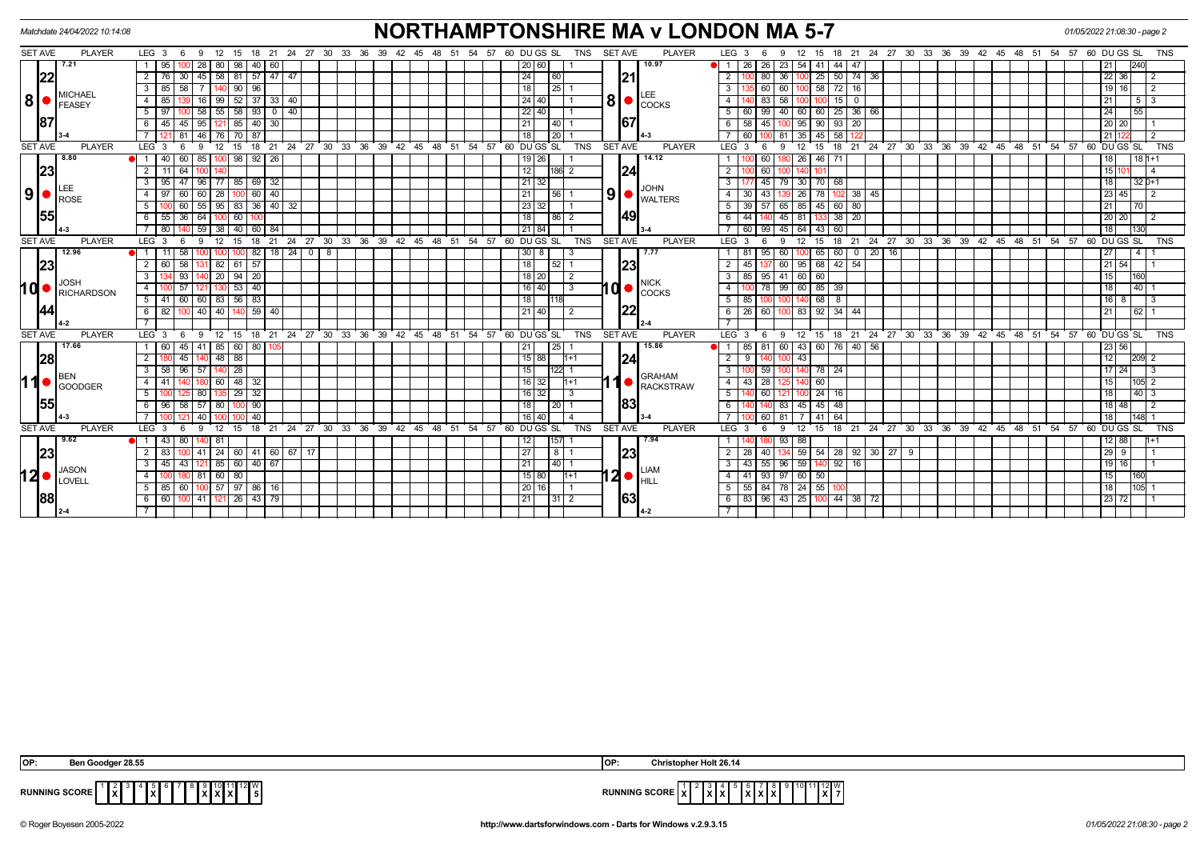Matchdate 24/04/2022 10:14:08

# NORTHAMPTONSHIRE MA v LONDON MA 5-7

01/05/2022 21:08:30 - page 2

| SET AVE | PLAYER | LEG | 3 | 6 | 9 | 12 | 15 | 18 | 21 | 24 | 27 | 30 | DU | GS | SL | TNS | SET AVE | PLAYER | LEG | 3 | 6 | 9 | 12 | 15 | 18 | 21 | 24 | 27 | 30 | DU | GS | SL | TNS |
|---|---|---|---|---|---|---|---|---|---|---|---|---|---|---|---|---|---|---|---|---|---|---|---|---|---|---|---|---|---|---|---|---|---|
| 7.21 | 8 MICHAEL FEASEY | 1 | 95 | 100 | 28 | 80 | 98 | 40 | 60 | | | | 20 | 60 | | 1 | 10.97 | 8 LEE COCKS | 1 | 26 | 26 | 23 | 54 | 41 | 44 | 47 | | | | | 21 | 240 | |
| 22 | | 2 | 76 | 30 | 45 | 58 | 81 | 57 | 47 | 47 | | | | 24 | 60 | | 21 | | 2 | 100 | 80 | 36 | 100 | 25 | 50 | 74 | 36 | | | 22 | 36 | | 2 |
| | | 3 | 85 | 58 | 7 | 140 | 90 | 96 | | | | | | 18 | 25 | 1 | | | 3 | 135 | 60 | 60 | 100 | 58 | 72 | 16 | | | | 19 | 16 | | 2 |
| | | 4 | 85 | 139 | 16 | 99 | 52 | 37 | 33 | 40 | | | 24 | 40 | | 1 | | | 4 | 140 | 83 | 58 | 100 | 100 | 15 | 0 | | | | | 21 | 5 | 3 |
| 87 | | 5 | 97 | 100 | 58 | 55 | 58 | 93 | 0 | 40 | | | 22 | 40 | | 1 | 67 | | 5 | 60 | 99 | 40 | 60 | 60 | 25 | 36 | 66 | | | | 24 | 55 | |
| | | 6 | 45 | 45 | 95 | 121 | 85 | 40 | 30 | | | | | 21 | 40 | 1 | | | 6 | 58 | 45 | 100 | 95 | 90 | 93 | 20 | | | | 20 | 20 | | 1 |
| 3-4 | | 7 | 121 | 81 | 46 | 76 | 70 | 87 | | | | | | 18 | 20 | 1 | 4-3 | | 7 | 60 | 100 | 81 | 35 | 45 | 58 | 122 | | | | 21 | 122 | | 2 |
| 8.80 | 9 LEE ROSE | 1 | 40 | 60 | 85 | 100 | 98 | 92 | 26 | | | | 19 | 26 | | 1 | 14.12 | 9 JOHN WALTERS | 1 | 100 | 60 | 180 | 26 | 46 | 71 | | | | | | 18 | 18 | 1+1 |
| 23 | | 2 | 11 | 64 | 100 | 140 | | | | | | | | 12 | 186 | 2 | 24 | | 2 | 100 | 60 | 100 | 140 | 101 | | | | | | 15 | 101 | | 4 |
| | | 3 | 95 | 47 | 96 | 77 | 85 | 69 | 32 | | | | 21 | 32 | | | | | 3 | 177 | 45 | 79 | 30 | 70 | 68 | | | | | | 18 | 32 | 0+1 |
| | | 4 | 97 | 60 | 60 | 28 | 100 | 60 | 40 | | | | | 21 | 56 | 1 | | | 4 | 30 | 43 | 139 | 26 | 78 | 102 | 38 | 45 | | | 23 | 45 | | 2 |
| 55 | | 5 | 100 | 60 | 55 | 95 | 83 | 36 | 40 | 32 | | | 23 | 32 | | 1 | 49 | | 5 | 39 | 57 | 65 | 85 | 45 | 60 | 80 | | | | | 21 | 70 | |
| | | 6 | 55 | 36 | 64 | 100 | 60 | 100 | | | | | | 18 | 86 | 2 | | | 6 | 44 | 140 | 45 | 81 | 133 | 38 | 20 | | | | 20 | 20 | | 2 |
| 4-3 | | 7 | 80 | 140 | 59 | 38 | 40 | 60 | 84 | | | | 21 | 84 | | 1 | 3-4 | | 7 | 60 | 99 | 45 | 64 | 43 | 60 | | | | | | 18 | 130 | |
| 12.96 | 10 JOSH RICHARDSON | 1 | 11 | 58 | 100 | 100 | 100 | 82 | 18 | 24 | 0 | 8 | 30 | 8 | | 3 | 7.77 | 10 NICK COCKS | 1 | 81 | 95 | 60 | 100 | 65 | 60 | 0 | 20 | 16 | | | 27 | 4 | 1 |
| 23 | | 2 | 60 | 58 | 131 | 82 | 61 | 57 | | | | | | 18 | 52 | 1 | 23 | | 2 | 45 | 137 | 60 | 95 | 68 | 42 | 54 | | | | 21 | 54 | | 1 |
| | | 3 | 134 | 93 | 140 | 20 | 94 | 20 | | | | | 18 | 20 | | 2 | | | 3 | 85 | 95 | 41 | 60 | 60 | | | | | | | 15 | 160 | |
| | | 4 | 100 | 57 | 121 | 130 | 53 | 40 | | | | | 16 | 40 | | 3 | | | 4 | 100 | 78 | 99 | 60 | 85 | 39 | | | | | | 18 | 40 | 1 |
| 44 | | 5 | 41 | 60 | 60 | 83 | 56 | 83 | | | | | | 18 | 118 | | 22 | | 5 | 85 | 100 | 100 | 140 | 68 | 8 | | | | | 16 | 8 | | 3 |
| | | 6 | 82 | 100 | 40 | 40 | 140 | 59 | 40 | | | | 21 | 40 | | 2 | | | 6 | 26 | 60 | 100 | 83 | 92 | 34 | 44 | | | | | 21 | 62 | 1 |
| 4-2 | | 7 | | | | | | | | | | | | | | | 2-4 | | 7 | | | | | | | | | | | | | | |
| 17.66 | 11 BEN GOODGER | 1 | 60 | 45 | 41 | 85 | 60 | 80 | 105 | | | | | 21 | 25 | 1 | 15.86 | 11 GRAHAM RACKSTRAW | 1 | 85 | 81 | 60 | 43 | 60 | 76 | 40 | 56 | | | 23 | 56 | | |
| 28 | | 2 | 180 | 45 | 140 | 48 | 88 | | | | | | 15 | 88 | | 1+1 | 24 | | 2 | 9 | 140 | 100 | 43 | | | | | | | | 12 | 209 | 2 |
| | | 3 | 58 | 96 | 57 | 140 | 28 | | | | | | | 15 | 122 | 1 | | | 3 | 100 | 59 | 100 | 140 | 78 | 24 | | | | | 17 | 24 | | 3 |
| | | 4 | 41 | 140 | 180 | 60 | 48 | 32 | | | | | 16 | 32 | | 1+1 | | | 4 | 43 | 28 | 125 | 140 | 60 | | | | | | | 15 | 105 | 2 |
| 55 | | 5 | 100 | 125 | 80 | 135 | 29 | 32 | | | | | 16 | 32 | | 3 | 83 | | 5 | 140 | 60 | 121 | 100 | 24 | 16 | | | | | | 18 | 40 | 3 |
| | | 6 | 96 | 58 | 57 | 80 | 100 | 90 | | | | | | 18 | 20 | 1 | | | 6 | 140 | 140 | 83 | 45 | 45 | 48 | | | | | 18 | 48 | | 2 |
| 4-3 | | 7 | 100 | 121 | 40 | 100 | 100 | 40 | | | | | 16 | 40 | | 4 | 3-4 | | 7 | 100 | 60 | 81 | 7 | 41 | 64 | | | | | | 18 | 148 | 1 |
| 9.62 | 12 JASON LOVELL | 1 | 43 | 80 | 140 | 81 | | | | | | | | 12 | 157 | 1 | 7.94 | 12 LIAM HILL | 1 | 140 | 180 | 93 | 88 | | | | | | | 12 | 88 | | 1+1 |
| 23 | | 2 | 83 | 100 | 41 | 24 | 60 | 41 | 60 | 67 | 17 | | | 27 | 8 | 1 | 23 | | 2 | 28 | 40 | 134 | 59 | 54 | 28 | 92 | 30 | 27 | 9 | 29 | 9 | | 1 |
| | | 3 | 45 | 43 | 121 | 85 | 60 | 40 | 67 | | | | | 21 | 40 | 1 | | | 3 | 43 | 55 | 96 | 59 | 140 | 92 | 16 | | | | 19 | 16 | | 1 |
| | | 4 | 100 | 180 | 81 | 60 | 80 | | | | | | 15 | 80 | | 1+1 | | | 4 | 41 | 93 | 97 | 60 | 50 | | | | | | | 15 | 160 | |
| 88 | | 5 | 85 | 60 | 100 | 57 | 97 | 86 | 16 | | | | 20 | 16 | | 1 | 63 | | 5 | 55 | 84 | 78 | 24 | 55 | 100 | | | | | | 18 | 105 | 1 |
| | | 6 | 60 | 100 | 41 | 121 | 26 | 43 | 79 | | | | | 21 | 31 | 2 | | | 6 | 83 | 96 | 43 | 25 | 100 | 44 | 38 | 72 | | | 23 | 72 | | 1 |
| 2-4 | | 7 | | | | | | | | | | | | | | | 4-2 | | 7 | | | | | | | | | | | | | | |

OP: Ben Goodger 28.55 | OP: Christopher Holt 26.14

| RUNNING SCORE | 1 | 2 | 3 | 4 | 5 | 6 | 7 | 8 | 9 | 10 | 11 | 12 | W |
|---|---|---|---|---|---|---|---|---|---|---|---|---|---|
| | | X | | | X | | | | X | X | X | | 5 |

| RUNNING SCORE | 1 | 2 | 3 | 4 | 5 | 6 | 7 | 8 | 9 | 10 | 11 | 12 | W |
|---|---|---|---|---|---|---|---|---|---|---|---|---|---|
| | X | | X | X | | X | X | X | | | | X | 7 |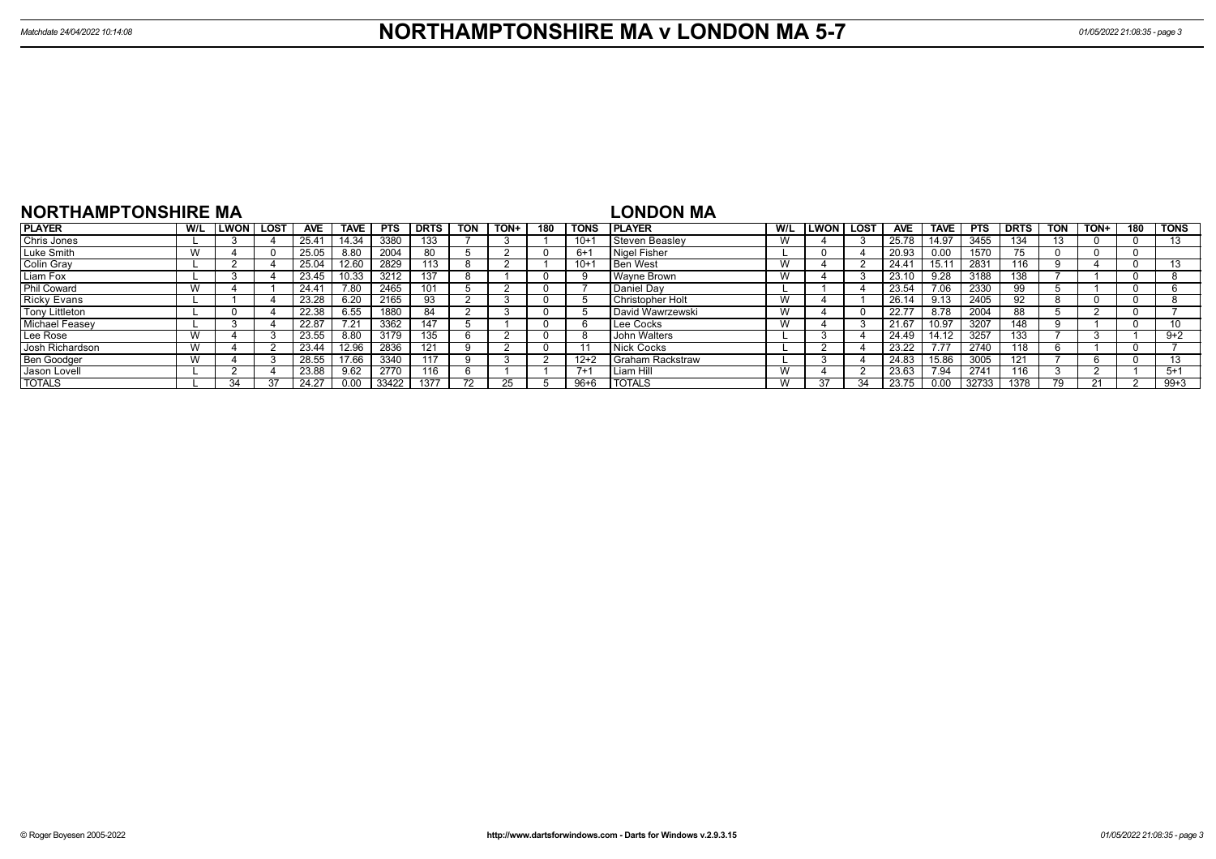# NORTHAMPTONSHIRE MA v LONDON MA 5-7

Matchdate 24/04/2022 10:14:08

## NORTHAMPTONSHIRE MA

| PLAYER | W/L | LWON | LOST | AVE | TAVE | PTS | DRTS | TON | TON+ | 180 | TONS |
|---|---|---|---|---|---|---|---|---|---|---|---|
| Chris Jones | L | 3 | 4 | 25.41 | 14.34 | 3380 | 133 | 7 | 3 | 1 | 10+1 |
| Luke Smith | W | 4 | 0 | 25.05 | 8.80 | 2004 | 80 | 5 | 2 | 0 | 6+1 |
| Colin Gray | L | 2 | 4 | 25.04 | 12.60 | 2829 | 113 | 8 | 2 | 1 | 10+1 |
| Liam Fox | L | 3 | 4 | 23.45 | 10.33 | 3212 | 137 | 8 | 1 | 0 | 9 |
| Phil Coward | W | 4 | 1 | 24.41 | 7.80 | 2465 | 101 | 5 | 2 | 0 | 7 |
| Ricky Evans | L | 1 | 4 | 23.28 | 6.20 | 2165 | 93 | 2 | 3 | 0 | 5 |
| Tony Littleton | L | 0 | 4 | 22.38 | 6.55 | 1880 | 84 | 2 | 3 | 0 | 5 |
| Michael Feasey | L | 3 | 4 | 22.87 | 7.21 | 3362 | 147 | 5 | 1 | 0 | 6 |
| Lee Rose | W | 4 | 3 | 23.55 | 8.80 | 3179 | 135 | 6 | 2 | 0 | 8 |
| Josh Richardson | W | 4 | 2 | 23.44 | 12.96 | 2836 | 121 | 9 | 2 | 0 | 11 |
| Ben Goodger | W | 4 | 3 | 28.55 | 17.66 | 3340 | 117 | 9 | 3 | 2 | 12+2 |
| Jason Lovell | L | 2 | 4 | 23.88 | 9.62 | 2770 | 116 | 6 | 1 | 1 | 7+1 |
| TOTALS | L | 34 | 37 | 24.27 | 0.00 | 33422 | 1377 | 72 | 25 | 5 | 96+6 |

## LONDON MA

| PLAYER | W/L | LWON | LOST | AVE | TAVE | PTS | DRTS | TON | TON+ | 180 | TONS |
|---|---|---|---|---|---|---|---|---|---|---|---|
| Steven Beasley | W | 4 | 3 | 25.78 | 14.97 | 3455 | 134 | 13 | 0 | 0 | 13 |
| Nigel Fisher | L | 0 | 4 | 20.93 | 0.00 | 1570 | 75 | 0 | 0 | 0 | |
| Ben West | W | 4 | 2 | 24.41 | 15.11 | 2831 | 116 | 9 | 4 | 0 | 13 |
| Wayne Brown | W | 4 | 3 | 23.10 | 9.28 | 3188 | 138 | 7 | 1 | 0 | 8 |
| Daniel Day | L | 1 | 4 | 23.54 | 7.06 | 2330 | 99 | 5 | 1 | 0 | 6 |
| Christopher Holt | W | 4 | 1 | 26.14 | 9.13 | 2405 | 92 | 8 | 0 | 0 | 8 |
| David Wawrzewski | W | 4 | 0 | 22.77 | 8.78 | 2004 | 88 | 5 | 2 | 0 | 7 |
| Lee Cocks | W | 4 | 3 | 21.67 | 10.97 | 3207 | 148 | 9 | 1 | 0 | 10 |
| John Walters | L | 3 | 4 | 24.49 | 14.12 | 3257 | 133 | 7 | 3 | 1 | 9+2 |
| Nick Cocks | L | 2 | 4 | 23.22 | 7.77 | 2740 | 118 | 6 | 1 | 0 | 7 |
| Graham Rackstraw | L | 3 | 4 | 24.83 | 15.86 | 3005 | 121 | 7 | 6 | 0 | 13 |
| Liam Hill | W | 4 | 2 | 23.63 | 7.94 | 2741 | 116 | 3 | 2 | 1 | 5+1 |
| TOTALS | W | 37 | 34 | 23.75 | 0.00 | 32733 | 1378 | 79 | 21 | 2 | 99+3 |